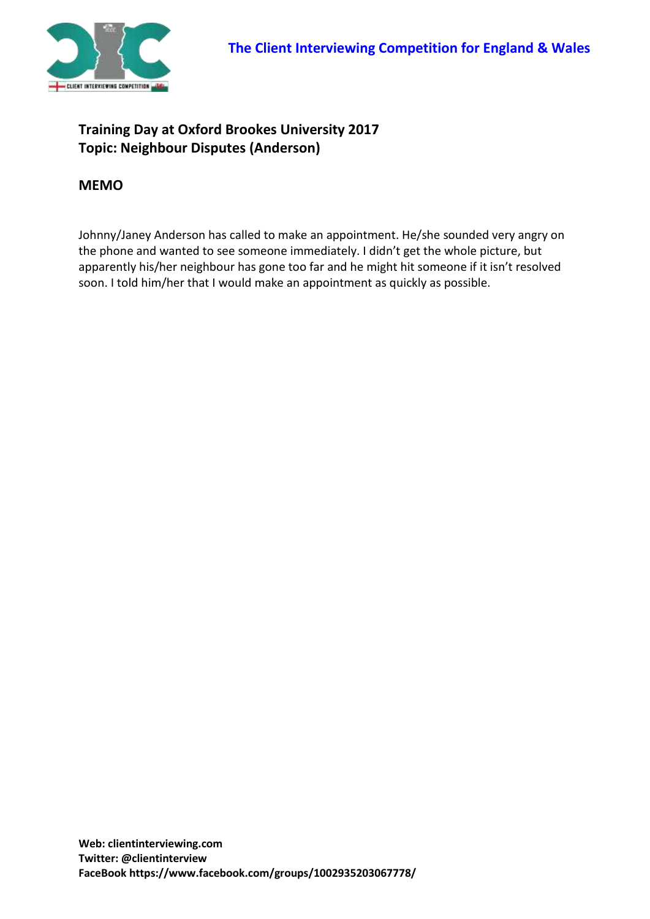**The Client Interviewing Competition for England & Wales**

## Training Day at Oxford Brookes University 2017
## Topic: Neighbour Disputes (Anderson)

### MEMO

Johnny/Janey Anderson has called to make an appointment. He/she sounded very angry on the phone and wanted to see someone immediately. I didn't get the whole picture, but apparently his/her neighbour has gone too far and he might hit someone if it isn't resolved soon. I told him/her that I would make an appointment as quickly as possible.

**Web: clientinterviewing.com**
**Twitter: @clientinterview**
**FaceBook https://www.facebook.com/groups/1002935203067778/**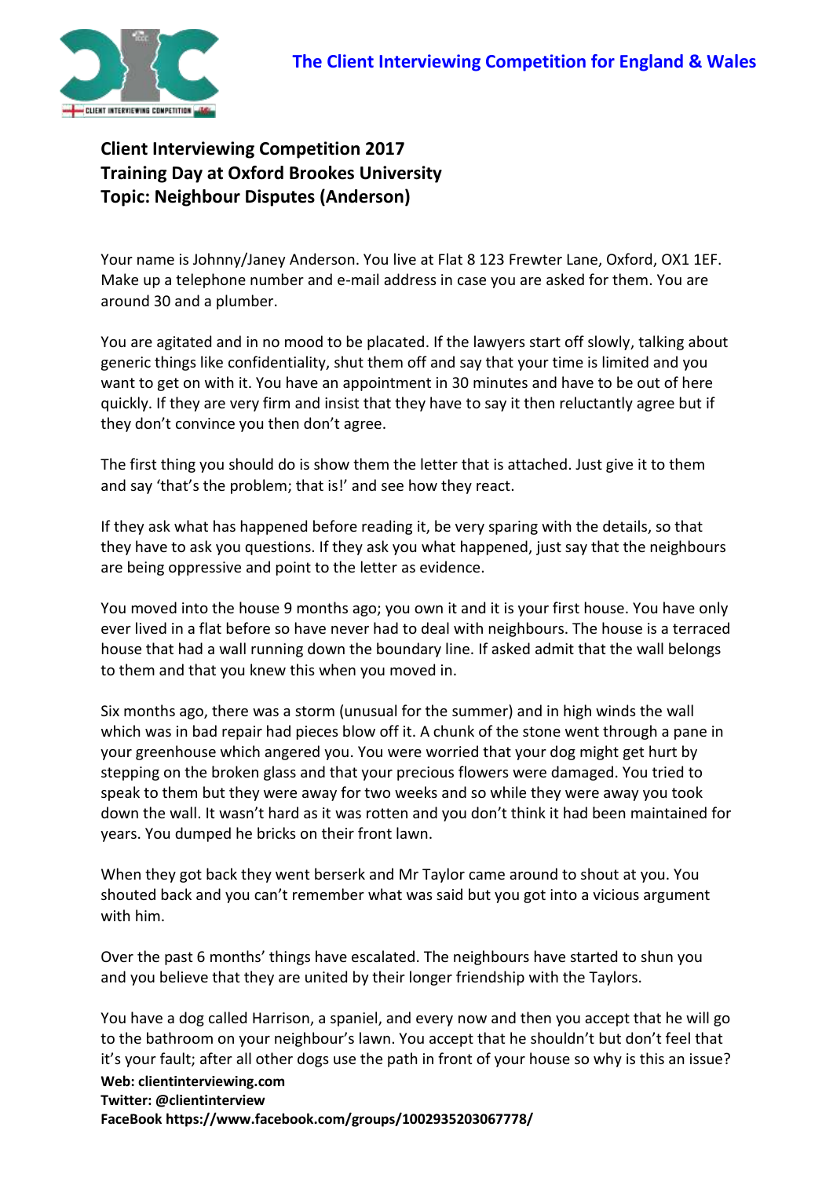# The Client Interviewing Competition for England & Wales

**Client Interviewing Competition 2017**
**Training Day at Oxford Brookes University**
**Topic: Neighbour Disputes (Anderson)**

Your name is Johnny/Janey Anderson. You live at Flat 8 123 Frewter Lane, Oxford, OX1 1EF. Make up a telephone number and e-mail address in case you are asked for them. You are around 30 and a plumber.

You are agitated and in no mood to be placated. If the lawyers start off slowly, talking about generic things like confidentiality, shut them off and say that your time is limited and you want to get on with it. You have an appointment in 30 minutes and have to be out of here quickly. If they are very firm and insist that they have to say it then reluctantly agree but if they don't convince you then don't agree.

The first thing you should do is show them the letter that is attached. Just give it to them and say 'that's the problem; that is!' and see how they react.

If they ask what has happened before reading it, be very sparing with the details, so that they have to ask you questions. If they ask you what happened, just say that the neighbours are being oppressive and point to the letter as evidence.

You moved into the house 9 months ago; you own it and it is your first house. You have only ever lived in a flat before so have never had to deal with neighbours. The house is a terraced house that had a wall running down the boundary line. If asked admit that the wall belongs to them and that you knew this when you moved in.

Six months ago, there was a storm (unusual for the summer) and in high winds the wall which was in bad repair had pieces blow off it. A chunk of the stone went through a pane in your greenhouse which angered you. You were worried that your dog might get hurt by stepping on the broken glass and that your precious flowers were damaged. You tried to speak to them but they were away for two weeks and so while they were away you took down the wall. It wasn't hard as it was rotten and you don't think it had been maintained for years. You dumped he bricks on their front lawn.

When they got back they went berserk and Mr Taylor came around to shout at you. You shouted back and you can't remember what was said but you got into a vicious argument with him.

Over the past 6 months' things have escalated. The neighbours have started to shun you and you believe that they are united by their longer friendship with the Taylors.

You have a dog called Harrison, a spaniel, and every now and then you accept that he will go to the bathroom on your neighbour's lawn. You accept that he shouldn't but don't feel that it's your fault; after all other dogs use the path in front of your house so why is this an issue?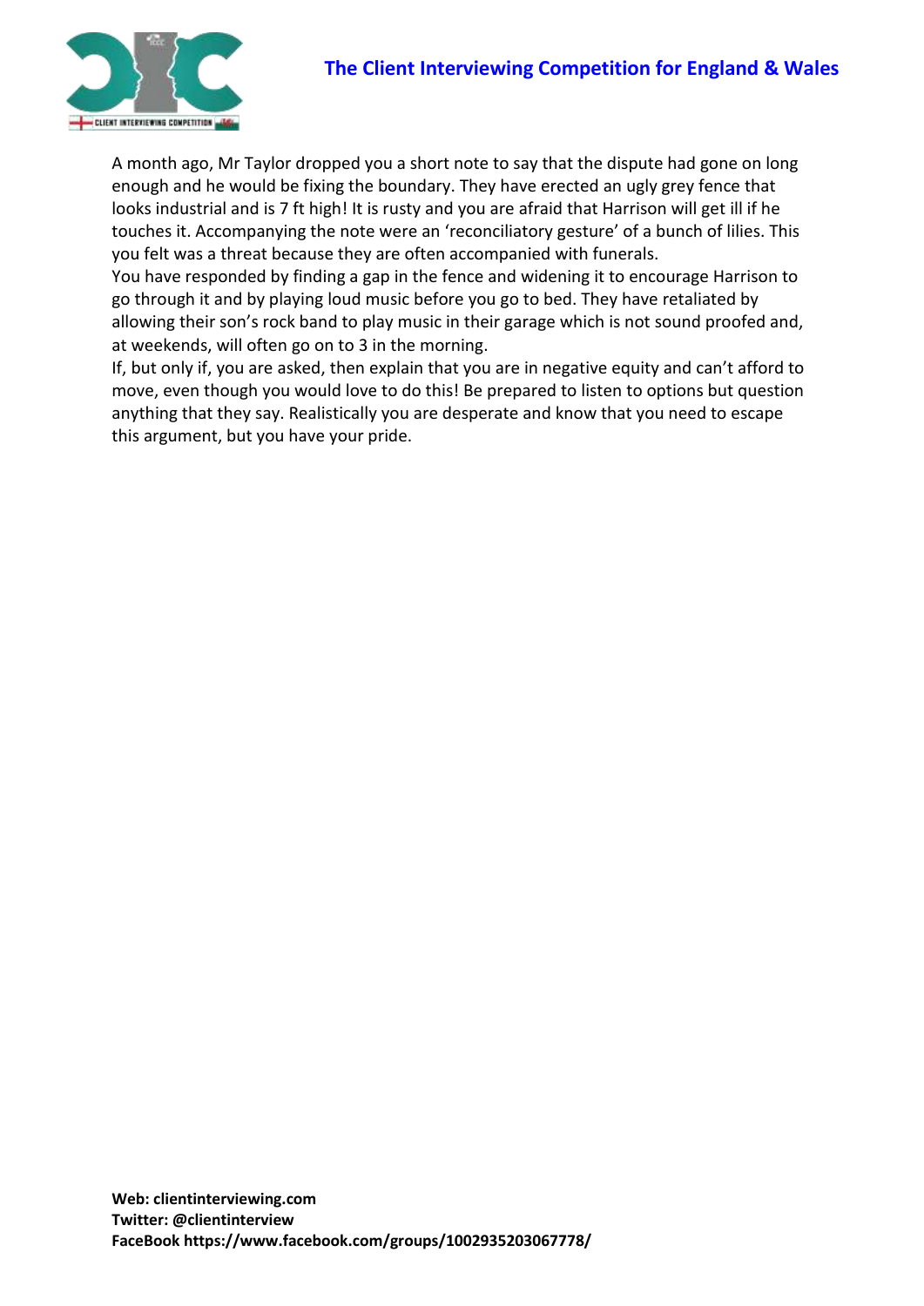A month ago, Mr Taylor dropped you a short note to say that the dispute had gone on long enough and he would be fixing the boundary. They have erected an ugly grey fence that looks industrial and is 7 ft high! It is rusty and you are afraid that Harrison will get ill if he touches it. Accompanying the note were an 'reconciliatory gesture' of a bunch of lilies. This you felt was a threat because they are often accompanied with funerals.

You have responded by finding a gap in the fence and widening it to encourage Harrison to go through it and by playing loud music before you go to bed. They have retaliated by allowing their son's rock band to play music in their garage which is not sound proofed and, at weekends, will often go on to 3 in the morning.

If, but only if, you are asked, then explain that you are in negative equity and can't afford to move, even though you would love to do this! Be prepared to listen to options but question anything that they say. Realistically you are desperate and know that you need to escape this argument, but you have your pride.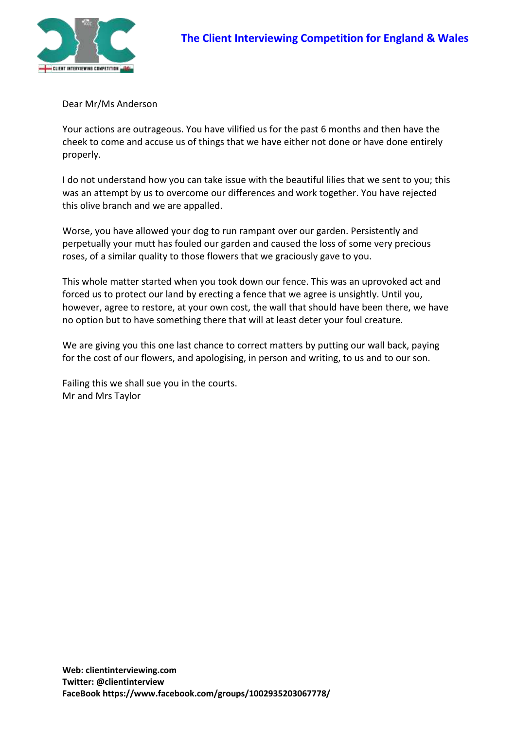Dear Mr/Ms Anderson

Your actions are outrageous. You have vilified us for the past 6 months and then have the cheek to come and accuse us of things that we have either not done or have done entirely properly.

I do not understand how you can take issue with the beautiful lilies that we sent to you; this was an attempt by us to overcome our differences and work together. You have rejected this olive branch and we are appalled.

Worse, you have allowed your dog to run rampant over our garden. Persistently and perpetually your mutt has fouled our garden and caused the loss of some very precious roses, of a similar quality to those flowers that we graciously gave to you.

This whole matter started when you took down our fence. This was an uprovoked act and forced us to protect our land by erecting a fence that we agree is unsightly. Until you, however, agree to restore, at your own cost, the wall that should have been there, we have no option but to have something there that will at least deter your foul creature.

We are giving you this one last chance to correct matters by putting our wall back, paying for the cost of our flowers, and apologising, in person and writing, to us and to our son.

Failing this we shall sue you in the courts.
Mr and Mrs Taylor